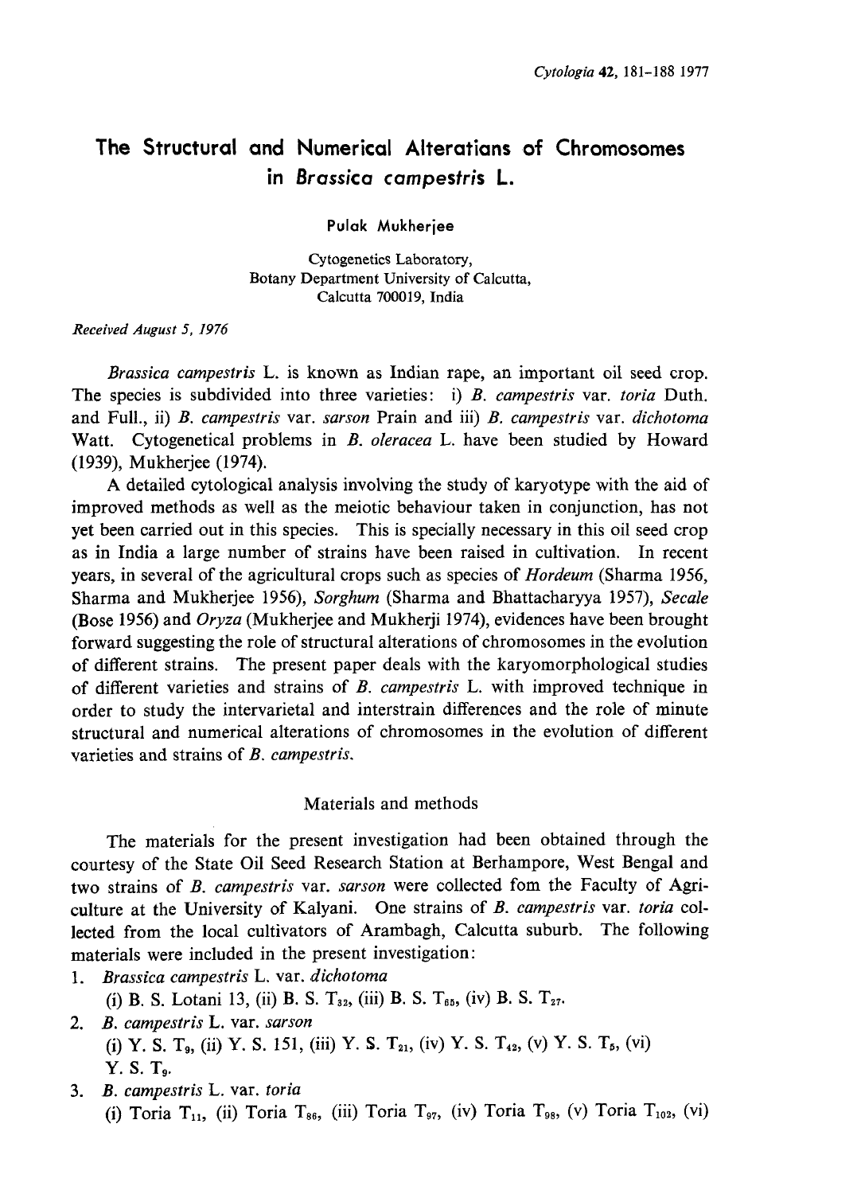# The Structural and Numerical Alterations of Chromosomes in *Brassica campestris* L.

Pulak Mukherjee

Cytogenetics Laboratory,
Botany Department University of Calcutta,
Calcutta 700019, India

*Received August 5, 1976*

*Brassica campestris* L. is known as Indian rape, an important oil seed crop. The species is subdivided into three varieties: i) *B. campestris* var. *toria* Duth. and Full., ii) *B. campestris* var. *sarson* Prain and iii) *B. campestris* var. *dichotoma* Watt. Cytogenetical problems in *B. oleracea* L. have been studied by Howard (1939), Mukherjee (1974).

A detailed cytological analysis involving the study of karyotype with the aid of improved methods as well as the meiotic behaviour taken in conjunction, has not yet been carried out in this species. This is specially necessary in this oil seed crop as in India a large number of strains have been raised in cultivation. In recent years, in several of the agricultural crops such as species of *Hordeum* (Sharma 1956, Sharma and Mukherjee 1956), *Sorghum* (Sharma and Bhattacharyya 1957), *Secale* (Bose 1956) and *Oryza* (Mukherjee and Mukherji 1974), evidences have been brought forward suggesting the role of structural alterations of chromosomes in the evolution of different strains. The present paper deals with the karyomorphological studies of different varieties and strains of *B. campestris* L. with improved technique in order to study the intervarietal and interstrain differences and the role of minute structural and numerical alterations of chromosomes in the evolution of different varieties and strains of *B. campestris*.

## Materials and methods

The materials for the present investigation had been obtained through the courtesy of the State Oil Seed Research Station at Berhampore, West Bengal and two strains of *B. campestris* var. *sarson* were collected fom the Faculty of Agriculture at the University of Kalyani. One strains of *B. campestris* var. *toria* collected from the local cultivators of Arambagh, Calcutta suburb. The following materials were included in the present investigation:

1. *Brassica campestris* L. var. *dichotoma*
   (i) B. S. Lotani 13, (ii) B. S. $T_{32}$, (iii) B. S. $T_{65}$, (iv) B. S. $T_{27}$.
2. *B. campestris* L. var. *sarson*
   (i) Y. S. $T_9$, (ii) Y. S. 151, (iii) Y. S. $T_{21}$, (iv) Y. S. $T_{42}$, (v) Y. S. $T_5$, (vi) Y. S. $T_9$.
3. *B. campestris* L. var. *toria*
   (i) Toria $T_{11}$, (ii) Toria $T_{86}$, (iii) Toria $T_{97}$, (iv) Toria $T_{98}$, (v) Toria $T_{102}$, (vi)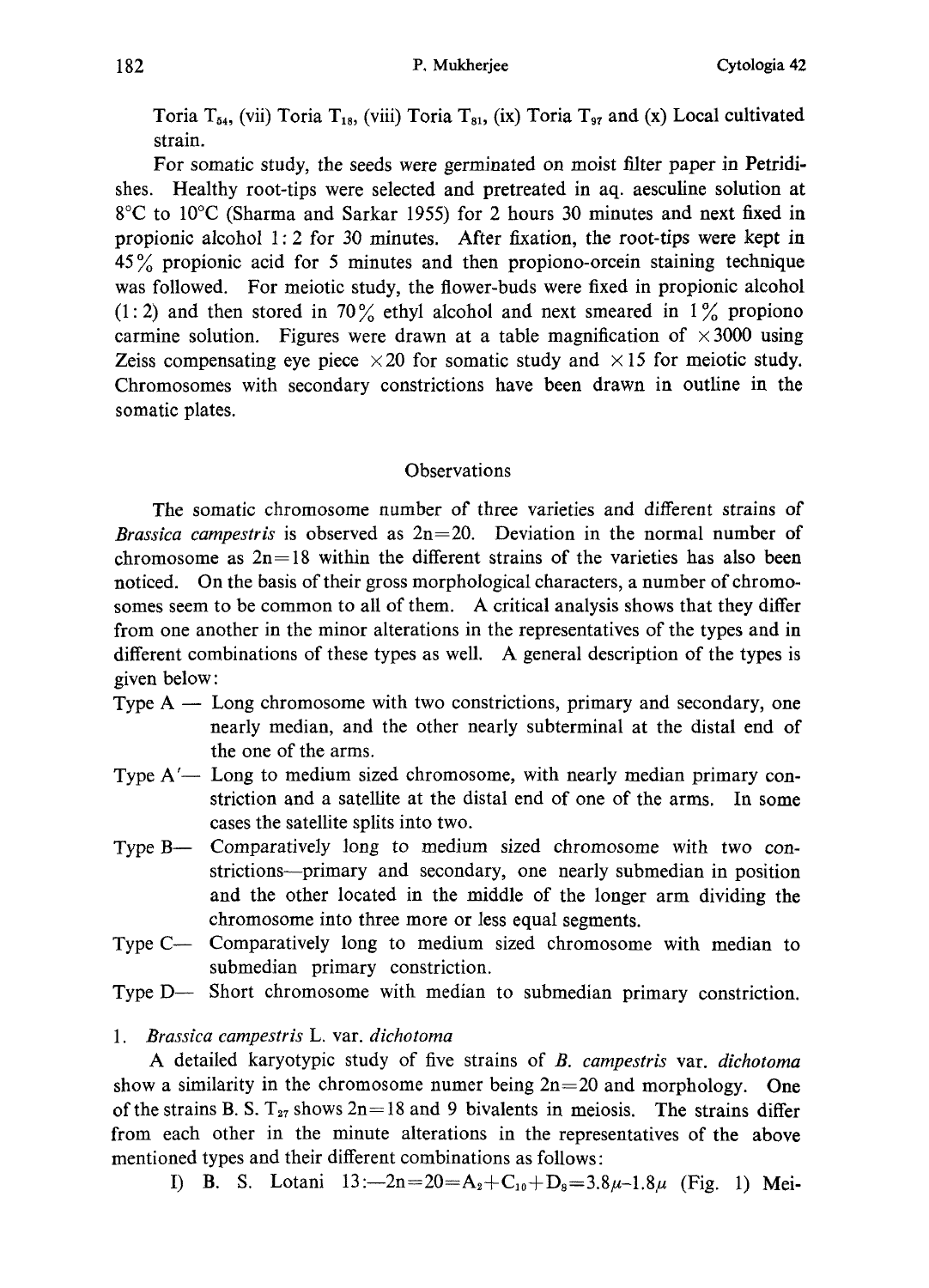Toria $T_{54}$, (vii) Toria $T_{18}$, (viii) Toria $T_{81}$, (ix) Toria $T_{97}$ and (x) Local cultivated strain.

For somatic study, the seeds were germinated on moist filter paper in Petridishes. Healthy root-tips were selected and pretreated in aq. aesculine solution at 8°C to 10°C (Sharma and Sarkar 1955) for 2 hours 30 minutes and next fixed in propionic alcohol 1:2 for 30 minutes. After fixation, the root-tips were kept in 45% propionic acid for 5 minutes and then propiono-orcein staining technique was followed. For meiotic study, the flower-buds were fixed in propionic alcohol (1:2) and then stored in 70% ethyl alcohol and next smeared in 1% propiono carmine solution. Figures were drawn at a table magnification of ×3000 using Zeiss compensating eye piece ×20 for somatic study and ×15 for meiotic study. Chromosomes with secondary constrictions have been drawn in outline in the somatic plates.

## Observations

The somatic chromosome number of three varieties and different strains of *Brassica campestris* is observed as $2n=20$. Deviation in the normal number of chromosome as $2n=18$ within the different strains of the varieties has also been noticed. On the basis of their gross morphological characters, a number of chromosomes seem to be common to all of them. A critical analysis shows that they differ from one another in the minor alterations in the representatives of the types and in different combinations of these types as well. A general description of the types is given below:

Type A — Long chromosome with two constrictions, primary and secondary, one nearly median, and the other nearly subterminal at the distal end of the one of the arms.

Type A′— Long to medium sized chromosome, with nearly median primary constriction and a satellite at the distal end of one of the arms. In some cases the satellite splits into two.

Type B— Comparatively long to medium sized chromosome with two constrictions—primary and secondary, one nearly submedian in position and the other located in the middle of the longer arm dividing the chromosome into three more or less equal segments.

Type C— Comparatively long to medium sized chromosome with median to submedian primary constriction.

Type D— Short chromosome with median to submedian primary constriction.

1. *Brassica campestris* L. var. *dichotoma*

A detailed karyotypic study of five strains of *B. campestris* var. *dichotoma* show a similarity in the chromosome numer being $2n=20$ and morphology. One of the strains B. S. $T_{27}$ shows $2n=18$ and 9 bivalents in meiosis. The strains differ from each other in the minute alterations in the representatives of the above mentioned types and their different combinations as follows:

I) B. S. Lotani 13:—$2n=20=A_2+C_{10}+D_8=3.8\mu$–$1.8\mu$ (Fig. 1) Mei-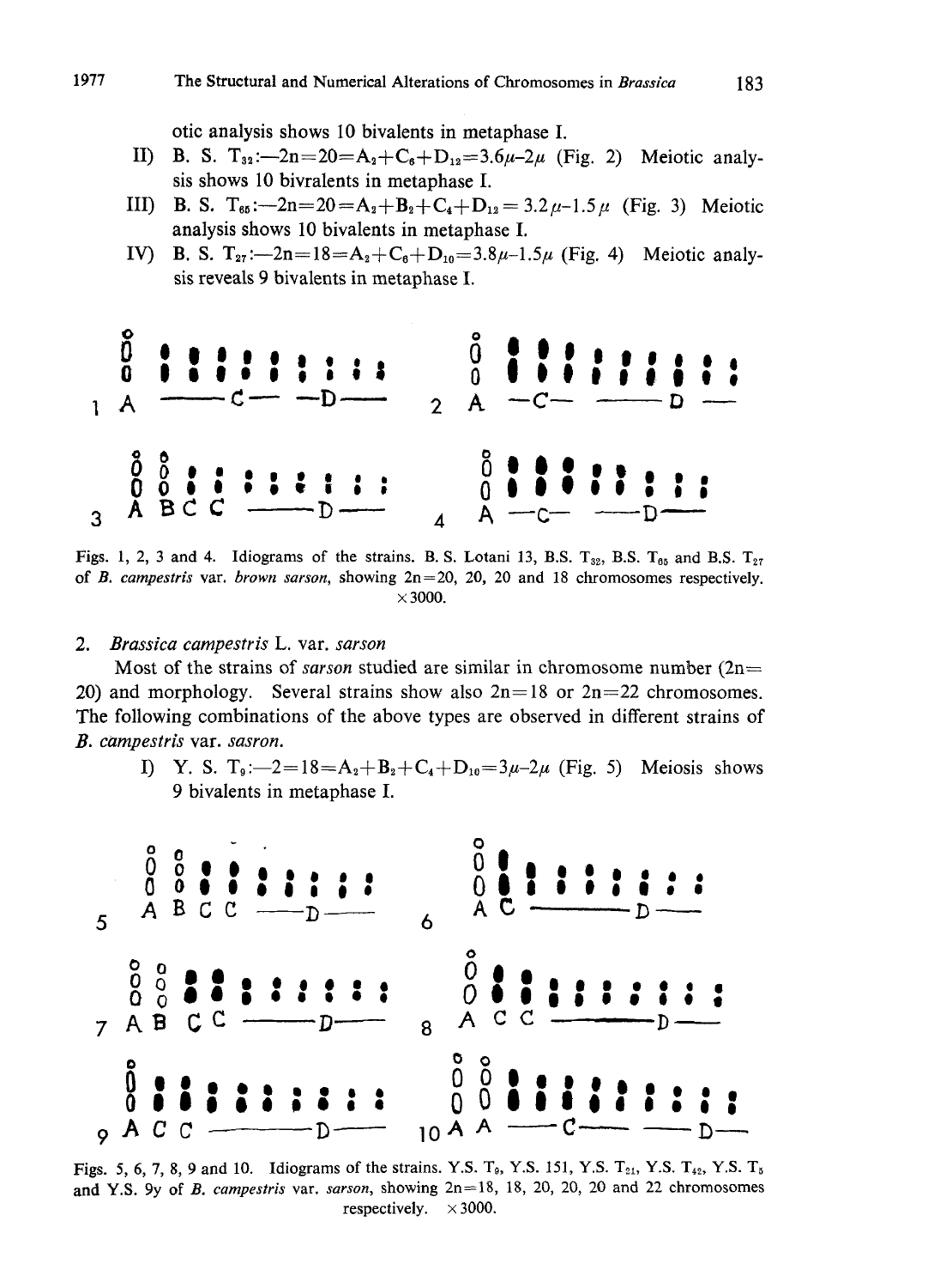otic analysis shows 10 bivalents in metaphase I.

II) B. S. $T_{32}$:—$2n=20=A_2+C_6+D_{12}=3.6\mu$–$2\mu$ (Fig. 2) Meiotic analysis shows 10 bivralents in metaphase I.

III) B. S. $T_{65}$:—$2n=20=A_2+B_2+C_4+D_{12}=3.2\mu$–$1.5\mu$ (Fig. 3) Meiotic analysis shows 10 bivalents in metaphase I.

IV) B. S. $T_{27}$:—$2n=18=A_2+C_6+D_{10}=3.8\mu$–$1.5\mu$ (Fig. 4) Meiotic analysis reveals 9 bivalents in metaphase I.

Figs. 1, 2, 3 and 4. Idiograms of the strains. B. S. Lotani 13, B.S. $T_{32}$, B.S. $T_{65}$ and B.S. $T_{27}$ of *B. campestris* var. *brown sarson*, showing 2n=20, 20, 20 and 18 chromosomes respectively. ×3000.

## 2. *Brassica campestris* L. var. *sarson*

Most of the strains of *sarson* studied are similar in chromosome number (2n=20) and morphology. Several strains show also 2n=18 or 2n=22 chromosomes. The following combinations of the above types are observed in different strains of *B. campestris* var. *sasron.*

I) Y. S. $T_9$:—$2=18=A_2+B_2+C_4+D_{10}=3\mu$–$2\mu$ (Fig. 5) Meiosis shows 9 bivalents in metaphase I.

Figs. 5, 6, 7, 8, 9 and 10. Idiograms of the strains. Y.S. $T_9$, Y.S. 151, Y.S. $T_{21}$, Y.S. $T_{42}$, Y.S. $T_5$ and Y.S. 9y of *B. campestris* var. *sarson*, showing 2n=18, 18, 20, 20, 20 and 22 chromosomes respectively. ×3000.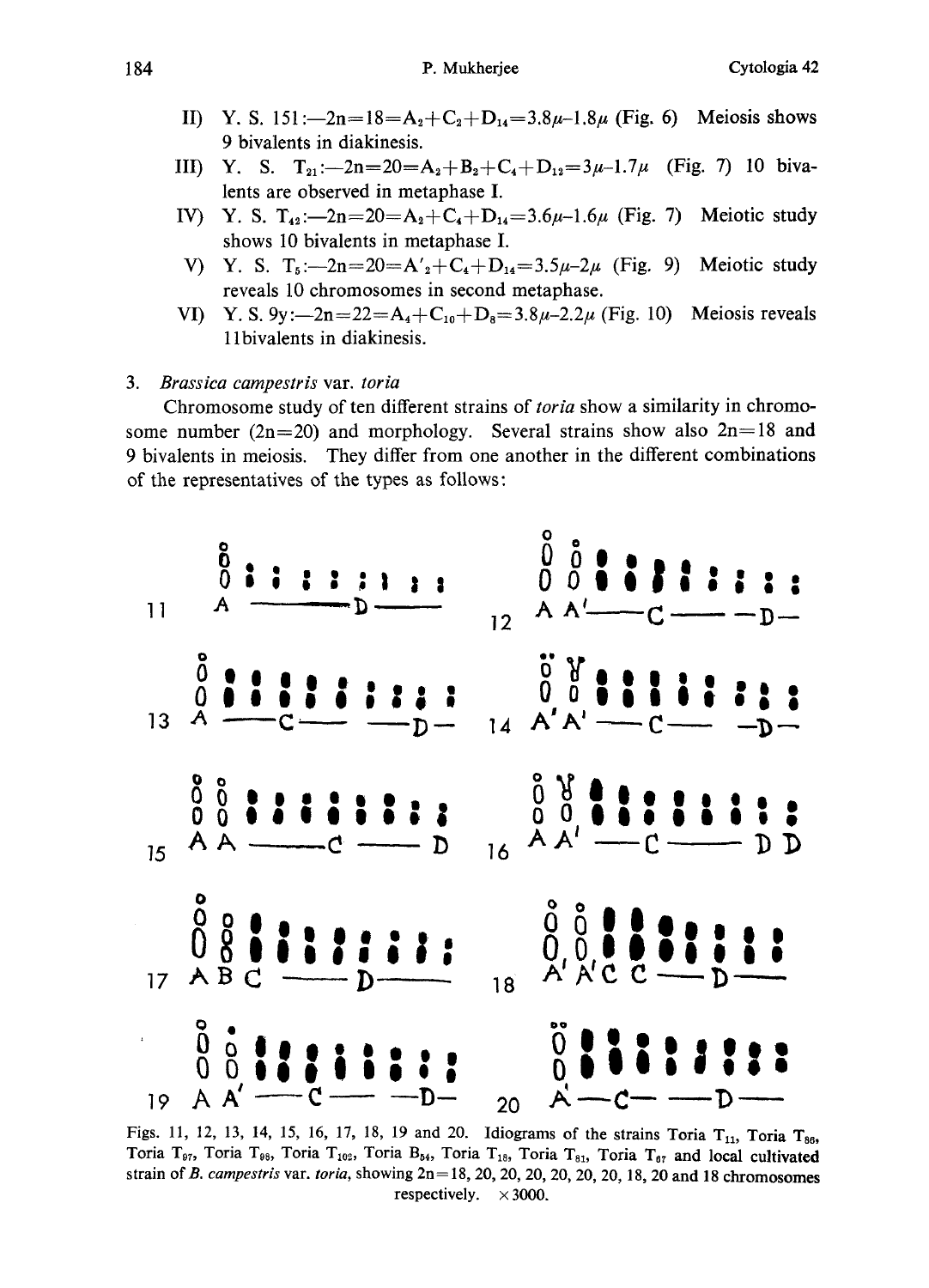II) Y. S. 151:—$2n=18=A_2+C_2+D_{14}=3.8\mu$–$1.8\mu$ (Fig. 6) Meiosis shows 9 bivalents in diakinesis.

III) Y. S. $T_{21}$:—$2n=20=A_2+B_2+C_4+D_{12}=3\mu$–$1.7\mu$ (Fig. 7) 10 bivalents are observed in metaphase I.

IV) Y. S. $T_{42}$:—$2n=20=A_2+C_4+D_{14}=3.6\mu$–$1.6\mu$ (Fig. 7) Meiotic study shows 10 bivalents in metaphase I.

V) Y. S. $T_5$:—$2n=20=A'_2+C_4+D_{14}=3.5\mu$–$2\mu$ (Fig. 9) Meiotic study reveals 10 chromosomes in second metaphase.

VI) Y. S. 9y:—$2n=22=A_4+C_{10}+D_8=3.8\mu$–$2.2\mu$ (Fig. 10) Meiosis reveals 11bivalents in diakinesis.

3. *Brassica campestris* var. *toria*

Chromosome study of ten different strains of *toria* show a similarity in chromosome number (2n=20) and morphology. Several strains show also 2n=18 and 9 bivalents in meiosis. They differ from one another in the different combinations of the representatives of the types as follows:

Figs. 11, 12, 13, 14, 15, 16, 17, 18, 19 and 20. Idiograms of the strains Toria $T_{11}$, Toria $T_{86}$, Toria $T_{97}$, Toria $T_{98}$, Toria $T_{102}$, Toria $B_{54}$, Toria $T_{18}$, Toria $T_{81}$, Toria $T_{67}$ and local cultivated strain of *B. campestris* var. *toria*, showing 2n=18, 20, 20, 20, 20, 20, 20, 18, 20 and 18 chromosomes respectively. ×3000.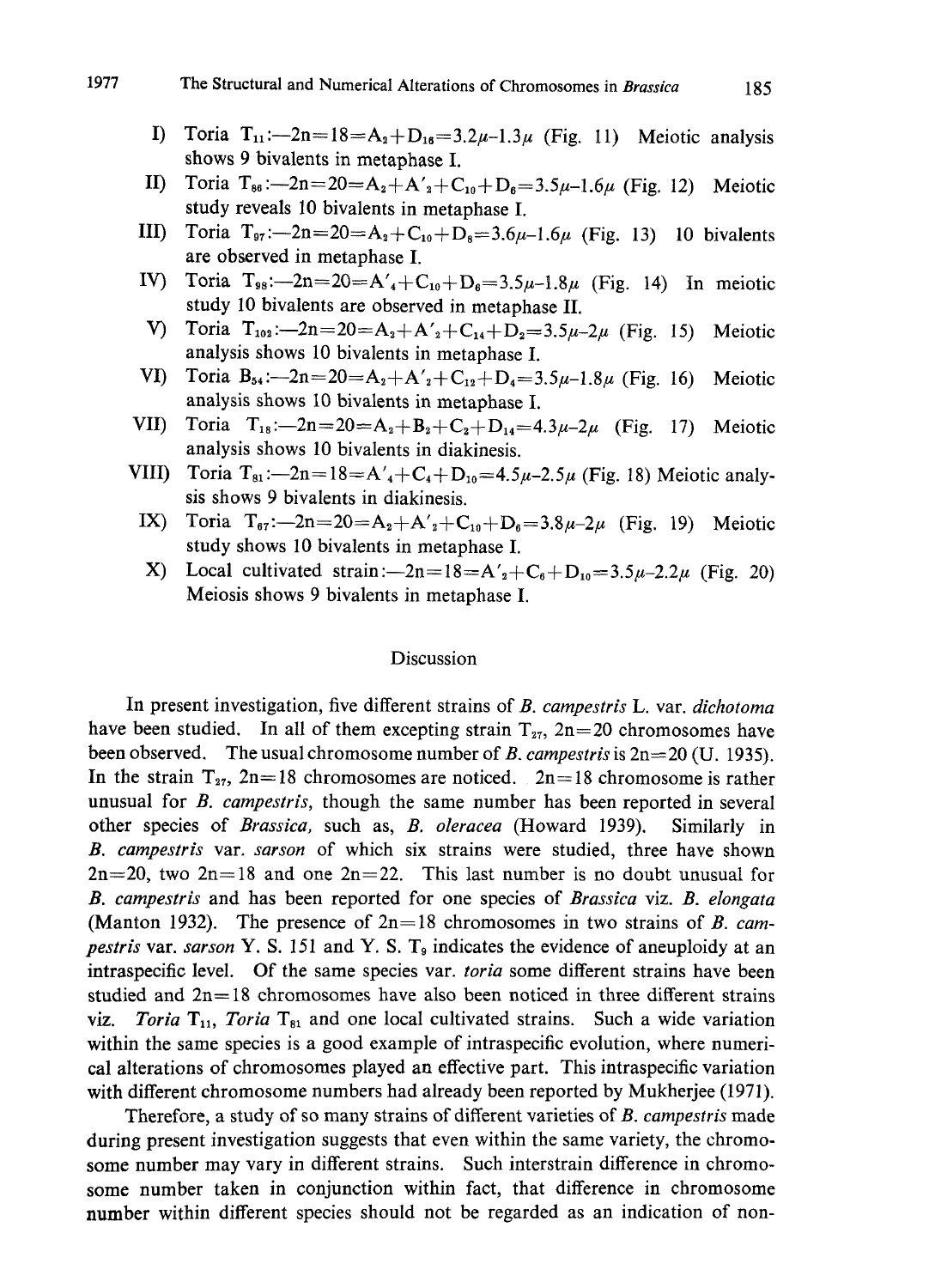I) Toria $T_{11}$:—$2n=18=A_2+D_{16}=3.2\mu$–$1.3\mu$ (Fig. 11) Meiotic analysis shows 9 bivalents in metaphase I.

II) Toria $T_{86}$:—$2n=20=A_2+A'_2+C_{10}+D_6=3.5\mu$–$1.6\mu$ (Fig. 12) Meiotic study reveals 10 bivalents in metaphase I.

III) Toria $T_{97}$:—$2n=20=A_2+C_{10}+D_8=3.6\mu$–$1.6\mu$ (Fig. 13) 10 bivalents are observed in metaphase I.

IV) Toria $T_{98}$:—$2n=20=A'_4+C_{10}+D_6=3.5\mu$–$1.8\mu$ (Fig. 14) In meiotic study 10 bivalents are observed in metaphase II.

V) Toria $T_{102}$:—$2n=20=A_2+A'_2+C_{14}+D_2=3.5\mu$–$2\mu$ (Fig. 15) Meiotic analysis shows 10 bivalents in metaphase I.

VI) Toria $B_{54}$:—$2n=20=A_2+A'_2+C_{12}+D_4=3.5\mu$–$1.8\mu$ (Fig. 16) Meiotic analysis shows 10 bivalents in metaphase I.

VII) Toria $T_{18}$:—$2n=20=A_2+B_2+C_2+D_{14}=4.3\mu$–$2\mu$ (Fig. 17) Meiotic analysis shows 10 bivalents in diakinesis.

VIII) Toria $T_{81}$:—$2n=18=A'_4+C_4+D_{10}=4.5\mu$–$2.5\mu$ (Fig. 18) Meiotic analysis shows 9 bivalents in diakinesis.

IX) Toria $T_{67}$:—$2n=20=A_2+A'_2+C_{10}+D_6=3.8\mu$–$2\mu$ (Fig. 19) Meiotic study shows 10 bivalents in metaphase I.

X) Local cultivated strain:—$2n=18=A'_2+C_6+D_{10}=3.5\mu$–$2.2\mu$ (Fig. 20) Meiosis shows 9 bivalents in metaphase I.

## Discussion

In present investigation, five different strains of *B. campestris* L. var. *dichotoma* have been studied. In all of them excepting strain $T_{27}$, $2n=20$ chromosomes have been observed. The usual chromosome number of *B. campestris* is $2n=20$ (U. 1935). In the strain $T_{27}$, $2n=18$ chromosomes are noticed. $2n=18$ chromosome is rather unusual for *B. campestris*, though the same number has been reported in several other species of *Brassica*, such as, *B. oleracea* (Howard 1939). Similarly in *B. campestris* var. *sarson* of which six strains were studied, three have shown $2n=20$, two $2n=18$ and one $2n=22$. This last number is no doubt unusual for *B. campestris* and has been reported for one species of *Brassica* viz. *B. elongata* (Manton 1932). The presence of $2n=18$ chromosomes in two strains of *B. campestris* var. *sarson* Y. S. 151 and Y. S. $T_9$ indicates the evidence of aneuploidy at an intraspecific level. Of the same species var. *toria* some different strains have been studied and $2n=18$ chromosomes have also been noticed in three different strains viz. *Toria* $T_{11}$, *Toria* $T_{81}$ and one local cultivated strains. Such a wide variation within the same species is a good example of intraspecific evolution, where numerical alterations of chromosomes played an effective part. This intraspecific variation with different chromosome numbers had already been reported by Mukherjee (1971).

Therefore, a study of so many strains of different varieties of *B. campestris* made during present investigation suggests that even within the same variety, the chromosome number may vary in different strains. Such interstrain difference in chromosome number taken in conjunction within fact, that difference in chromosome number within different species should not be regarded as an indication of non-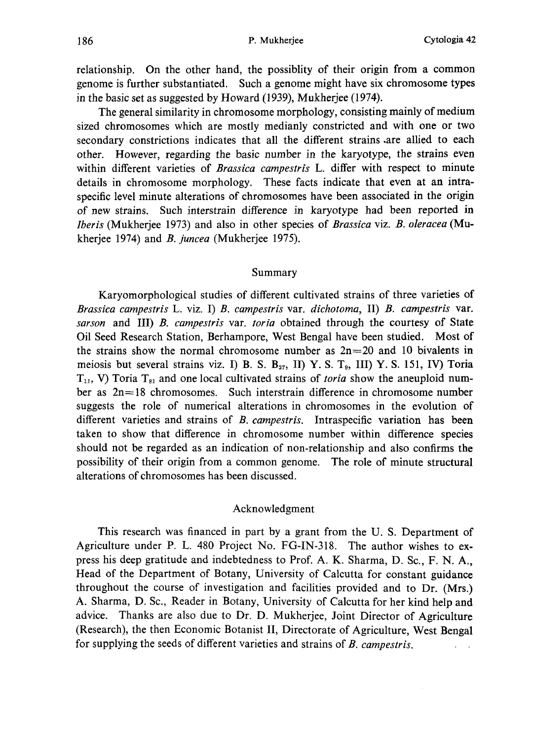relationship. On the other hand, the possiblity of their origin from a common genome is further substantiated. Such a genome might have six chromosome types in the basic set as suggested by Howard (1939), Mukherjee (1974).

The general similarity in chromosome morphology, consisting mainly of medium sized chromosomes which are mostly medianly constricted and with one or two secondary constrictions indicates that all the different strains are allied to each other. However, regarding the basic number in the karyotype, the strains even within different varieties of *Brassica campestris* L. differ with respect to minute details in chromosome morphology. These facts indicate that even at an intraspecific level minute alterations of chromosomes have been associated in the origin of new strains. Such interstrain difference in karyotype had been reported in *Iberis* (Mukherjee 1973) and also in other species of *Brassica* viz. *B. oleracea* (Mukherjee 1974) and *B. juncea* (Mukherjee 1975).

## Summary

Karyomorphological studies of different cultivated strains of three varieties of *Brassica campestris* L. viz. I) *B. campestris* var. *dichotoma*, II) *B. campestris* var. *sarson* and III) *B. campestris* var. *toria* obtained through the courtesy of State Oil Seed Research Station, Berhampore, West Bengal have been studied. Most of the strains show the normal chromosome number as $2n=20$ and 10 bivalents in meiosis but several strains viz. I) B. S. $B_{27}$, II) Y. S. $T_9$, III) Y. S. 151, IV) Toria $T_{11}$, V) Toria $T_{81}$ and one local cultivated strains of *toria* show the aneuploid number as $2n=18$ chromosomes. Such interstrain difference in chromosome number suggests the role of numerical alterations in chromosomes in the evolution of different varieties and strains of *B. campestris*. Intraspecific variation has been taken to show that difference in chromosome number within difference species should not be regarded as an indication of non-relationship and also confirms the possibility of their origin from a common genome. The role of minute structural alterations of chromosomes has been discussed.

## Acknowledgment

This research was financed in part by a grant from the U. S. Department of Agriculture under P. L. 480 Project No. FG-IN-318. The author wishes to express his deep gratitude and indebtedness to Prof. A. K. Sharma, D. Sc., F. N. A., Head of the Department of Botany, University of Calcutta for constant guidance throughout the course of investigation and facilities provided and to Dr. (Mrs.) A. Sharma, D. Sc., Reader in Botany, University of Calcutta for her kind help and advice. Thanks are also due to Dr. D. Mukherjee, Joint Director of Agriculture (Research), the then Economic Botanist II, Directorate of Agriculture, West Bengal for supplying the seeds of different varieties and strains of *B. campestris*.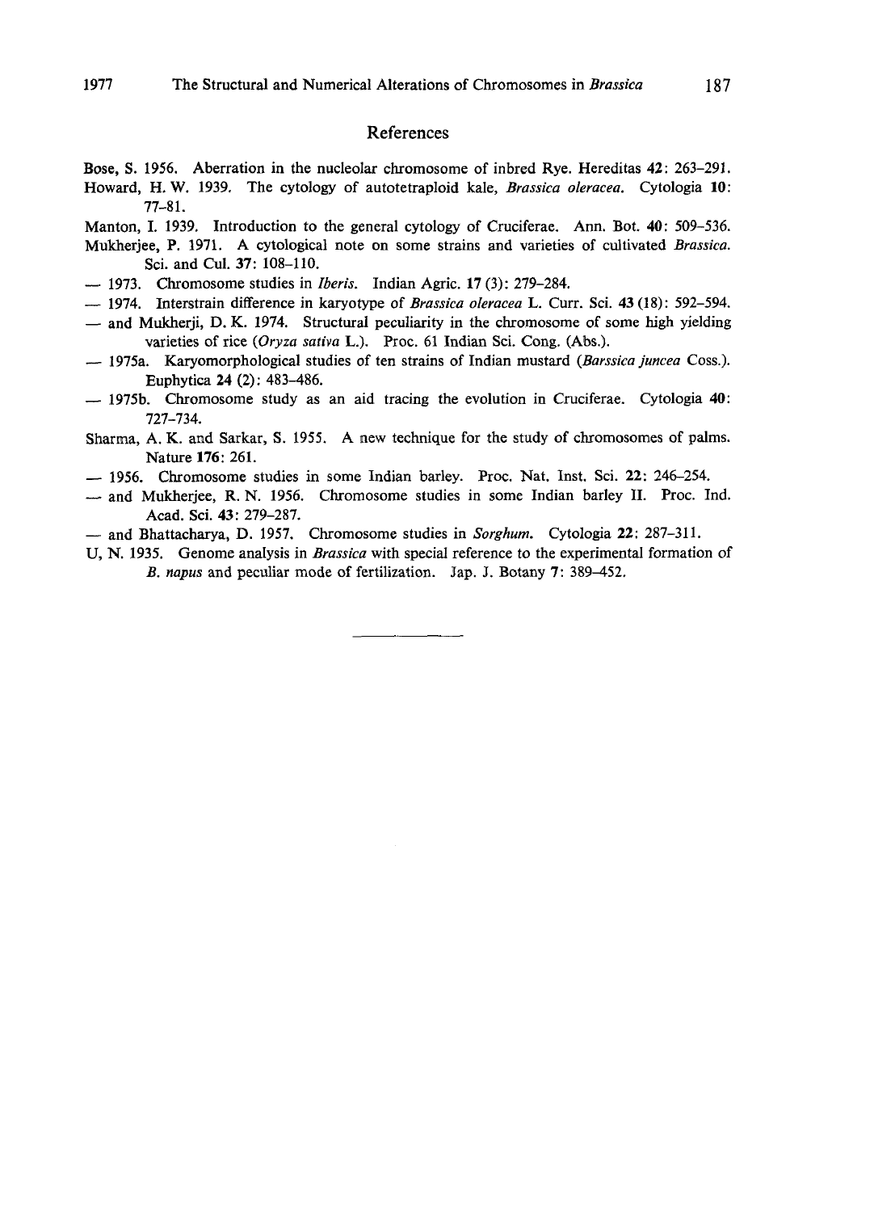## References

Bose, S. 1956. Aberration in the nucleolar chromosome of inbred Rye. Hereditas **42**: 263–291.

Howard, H. W. 1939. The cytology of autotetraploid kale, *Brassica oleracea*. Cytologia **10**: 77–81.

Manton, I. 1939. Introduction to the general cytology of Cruciferae. Ann. Bot. **40**: 509–536.

Mukherjee, P. 1971. A cytological note on some strains and varieties of cultivated *Brassica*. Sci. and Cul. **37**: 108–110.

— 1973. Chromosome studies in *Iberis*. Indian Agric. **17** (3): 279–284.

— 1974. Interstrain difference in karyotype of *Brassica oleracea* L. Curr. Sci. **43** (18): 592–594.

— and Mukherji, D. K. 1974. Structural peculiarity in the chromosome of some high yielding varieties of rice (*Oryza sativa* L.). Proc. 61 Indian Sci. Cong. (Abs.).

— 1975a. Karyomorphological studies of ten strains of Indian mustard (*Barssica juncea* Coss.). Euphytica **24** (2): 483–486.

— 1975b. Chromosome study as an aid tracing the evolution in Cruciferae. Cytologia **40**: 727–734.

Sharma, A. K. and Sarkar, S. 1955. A new technique for the study of chromosomes of palms. Nature **176**: 261.

— 1956. Chromosome studies in some Indian barley. Proc. Nat. Inst. Sci. **22**: 246–254.

— and Mukherjee, R. N. 1956. Chromosome studies in some Indian barley II. Proc. Ind. Acad. Sci. **43**: 279–287.

— and Bhattacharya, D. 1957. Chromosome studies in *Sorghum*. Cytologia **22**: 287–311.

U, N. 1935. Genome analysis in *Brassica* with special reference to the experimental formation of *B. napus* and peculiar mode of fertilization. Jap. J. Botany **7**: 389–452.